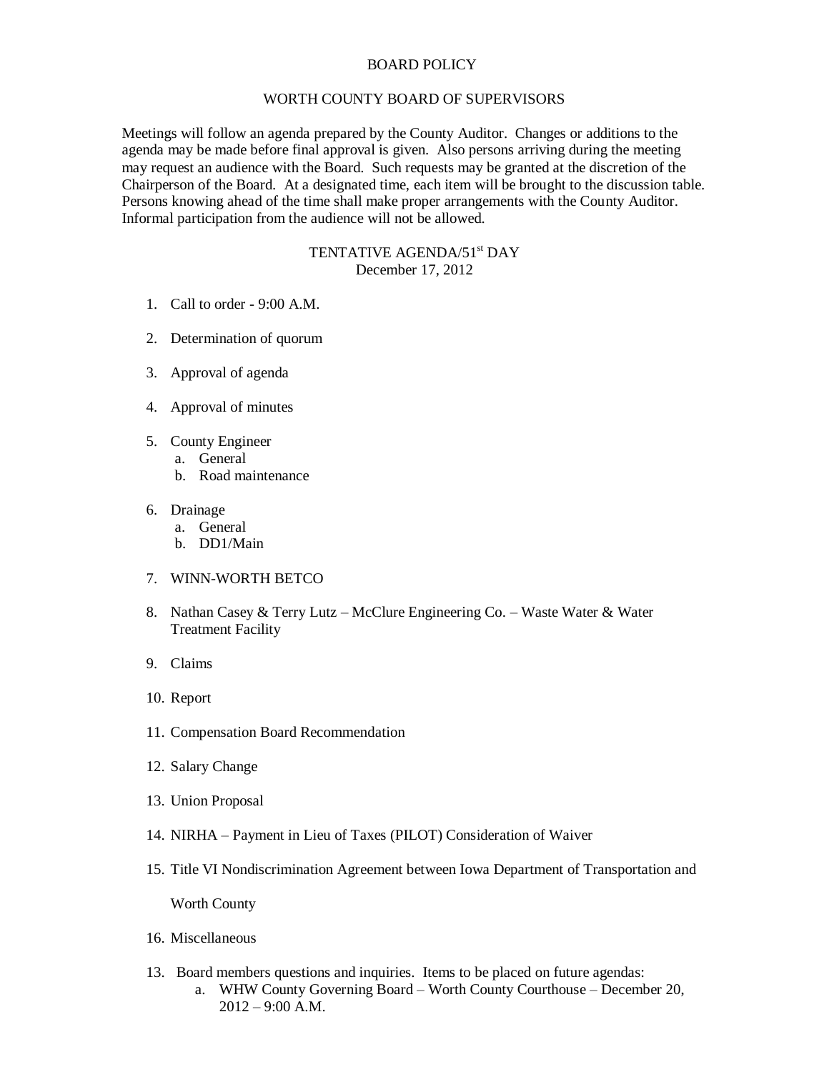BOARD POLICY

WORTH COUNTY BOARD OF SUPERVISORS

Meetings will follow an agenda prepared by the County Auditor. Changes or additions to the agenda may be made before final approval is given. Also persons arriving during the meeting may request an audience with the Board. Such requests may be granted at the discretion of the Chairperson of the Board. At a designated time, each item will be brought to the discussion table. Persons knowing ahead of the time shall make proper arrangements with the County Auditor. Informal participation from the audience will not be allowed.

TENTATIVE AGENDA/51st DAY
December 17, 2012

1. Call to order - 9:00 A.M.
2. Determination of quorum
3. Approval of agenda
4. Approval of minutes
5. County Engineer
   a. General
   b. Road maintenance
6. Drainage
   a. General
   b. DD1/Main
7. WINN-WORTH BETCO
8. Nathan Casey & Terry Lutz – McClure Engineering Co. – Waste Water & Water Treatment Facility
9. Claims
10. Report
11. Compensation Board Recommendation
12. Salary Change
13. Union Proposal
14. NIRHA – Payment in Lieu of Taxes (PILOT) Consideration of Waiver
15. Title VI Nondiscrimination Agreement between Iowa Department of Transportation and Worth County
16. Miscellaneous

13. Board members questions and inquiries. Items to be placed on future agendas:
    a. WHW County Governing Board – Worth County Courthouse – December 20, 2012 – 9:00 A.M.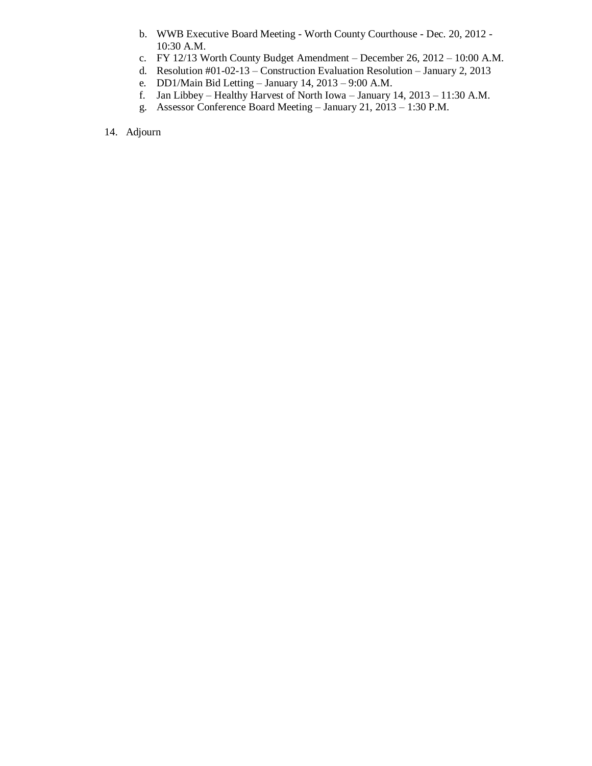b. WWB Executive Board Meeting - Worth County Courthouse - Dec. 20, 2012 - 10:30 A.M.
   c. FY 12/13 Worth County Budget Amendment – December 26, 2012 – 10:00 A.M.
   d. Resolution #01-02-13 – Construction Evaluation Resolution – January 2, 2013
   e. DD1/Main Bid Letting – January 14, 2013 – 9:00 A.M.
   f. Jan Libbey – Healthy Harvest of North Iowa – January 14, 2013 – 11:30 A.M.
   g. Assessor Conference Board Meeting – January 21, 2013 – 1:30 P.M.

14. Adjourn